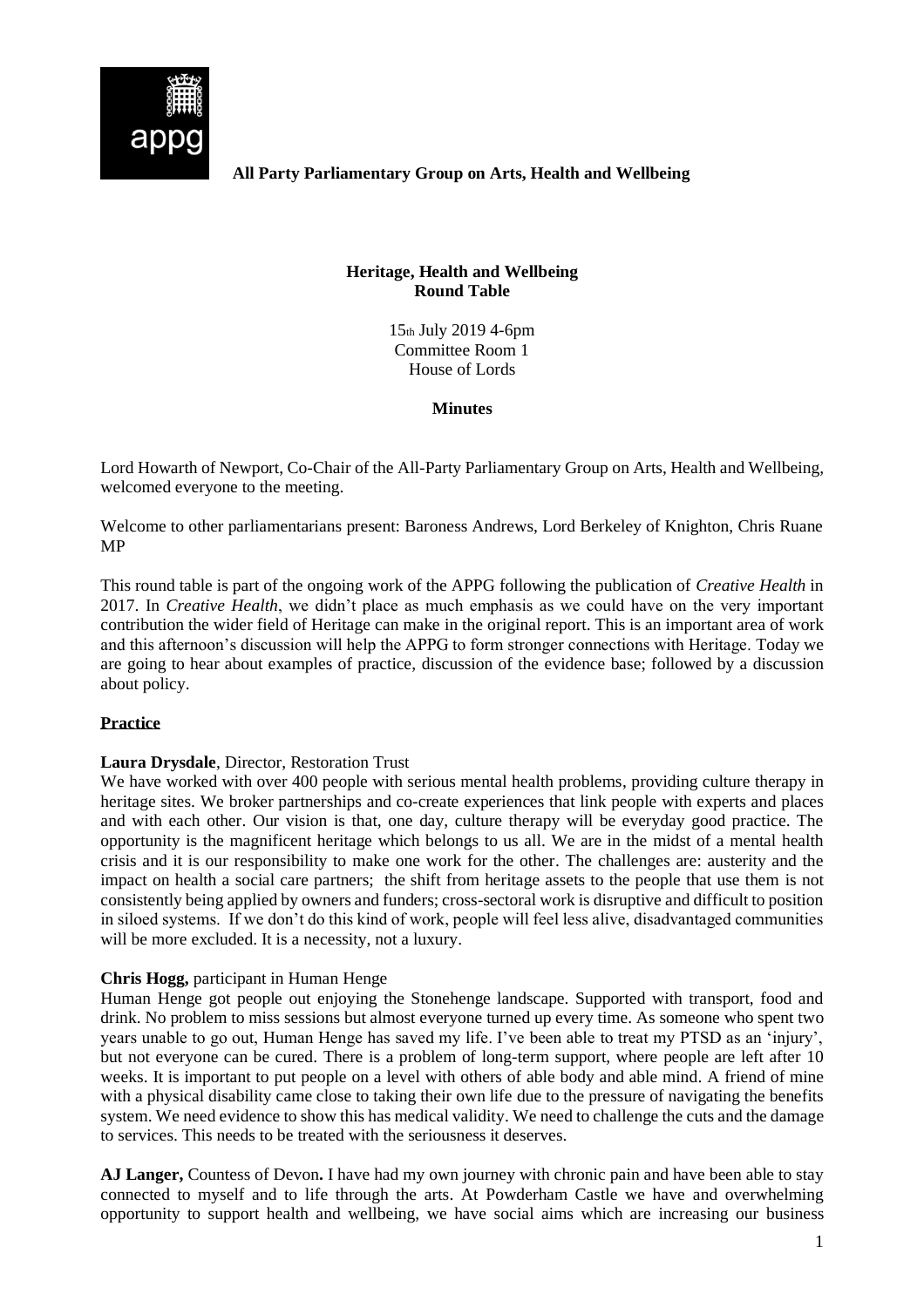**All Party Parliamentary Group on Arts, Health and Wellbeing**

**Heritage, Health and Wellbeing**
**Round Table**

15th July 2019 4-6pm
Committee Room 1
House of Lords

**Minutes**

Lord Howarth of Newport, Co-Chair of the All-Party Parliamentary Group on Arts, Health and Wellbeing, welcomed everyone to the meeting.

Welcome to other parliamentarians present: Baroness Andrews, Lord Berkeley of Knighton, Chris Ruane MP

This round table is part of the ongoing work of the APPG following the publication of *Creative Health* in 2017. In *Creative Health*, we didn't place as much emphasis as we could have on the very important contribution the wider field of Heritage can make in the original report. This is an important area of work and this afternoon's discussion will help the APPG to form stronger connections with Heritage. Today we are going to hear about examples of practice, discussion of the evidence base; followed by a discussion about policy.

## Practice

**Laura Drysdale**, Director, Restoration Trust
We have worked with over 400 people with serious mental health problems, providing culture therapy in heritage sites. We broker partnerships and co-create experiences that link people with experts and places and with each other. Our vision is that, one day, culture therapy will be everyday good practice. The opportunity is the magnificent heritage which belongs to us all. We are in the midst of a mental health crisis and it is our responsibility to make one work for the other. The challenges are: austerity and the impact on health a social care partners; the shift from heritage assets to the people that use them is not consistently being applied by owners and funders; cross-sectoral work is disruptive and difficult to position in siloed systems. If we don't do this kind of work, people will feel less alive, disadvantaged communities will be more excluded. It is a necessity, not a luxury.

**Chris Hogg,** participant in Human Henge
Human Henge got people out enjoying the Stonehenge landscape. Supported with transport, food and drink. No problem to miss sessions but almost everyone turned up every time. As someone who spent two years unable to go out, Human Henge has saved my life. I've been able to treat my PTSD as an 'injury', but not everyone can be cured. There is a problem of long-term support, where people are left after 10 weeks. It is important to put people on a level with others of able body and able mind. A friend of mine with a physical disability came close to taking their own life due to the pressure of navigating the benefits system. We need evidence to show this has medical validity. We need to challenge the cuts and the damage to services. This needs to be treated with the seriousness it deserves.

**AJ Langer,** Countess of Devon**.** I have had my own journey with chronic pain and have been able to stay connected to myself and to life through the arts. At Powderham Castle we have and overwhelming opportunity to support health and wellbeing, we have social aims which are increasing our business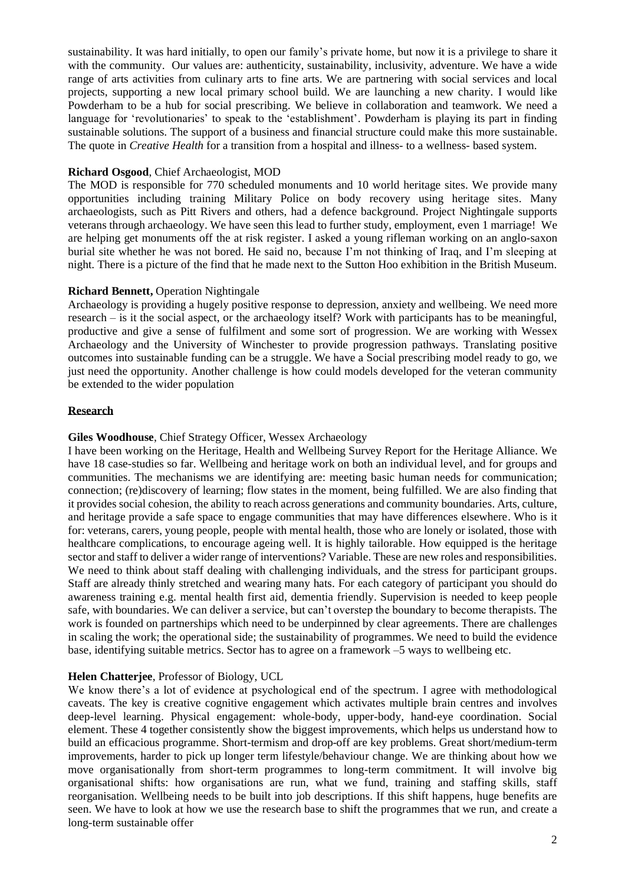sustainability. It was hard initially, to open our family's private home, but now it is a privilege to share it with the community. Our values are: authenticity, sustainability, inclusivity, adventure. We have a wide range of arts activities from culinary arts to fine arts. We are partnering with social services and local projects, supporting a new local primary school build. We are launching a new charity. I would like Powderham to be a hub for social prescribing. We believe in collaboration and teamwork. We need a language for 'revolutionaries' to speak to the 'establishment'. Powderham is playing its part in finding sustainable solutions. The support of a business and financial structure could make this more sustainable. The quote in *Creative Health* for a transition from a hospital and illness- to a wellness- based system.

**Richard Osgood**, Chief Archaeologist, MOD

The MOD is responsible for 770 scheduled monuments and 10 world heritage sites. We provide many opportunities including training Military Police on body recovery using heritage sites. Many archaeologists, such as Pitt Rivers and others, had a defence background. Project Nightingale supports veterans through archaeology. We have seen this lead to further study, employment, even 1 marriage! We are helping get monuments off the at risk register. I asked a young rifleman working on an anglo-saxon burial site whether he was not bored. He said no, because I'm not thinking of Iraq, and I'm sleeping at night. There is a picture of the find that he made next to the Sutton Hoo exhibition in the British Museum.

**Richard Bennett,** Operation Nightingale

Archaeology is providing a hugely positive response to depression, anxiety and wellbeing. We need more research – is it the social aspect, or the archaeology itself? Work with participants has to be meaningful, productive and give a sense of fulfilment and some sort of progression. We are working with Wessex Archaeology and the University of Winchester to provide progression pathways. Translating positive outcomes into sustainable funding can be a struggle. We have a Social prescribing model ready to go, we just need the opportunity. Another challenge is how could models developed for the veteran community be extended to the wider population

## Research

**Giles Woodhouse**, Chief Strategy Officer, Wessex Archaeology

I have been working on the Heritage, Health and Wellbeing Survey Report for the Heritage Alliance. We have 18 case-studies so far. Wellbeing and heritage work on both an individual level, and for groups and communities. The mechanisms we are identifying are: meeting basic human needs for communication; connection; (re)discovery of learning; flow states in the moment, being fulfilled. We are also finding that it provides social cohesion, the ability to reach across generations and community boundaries. Arts, culture, and heritage provide a safe space to engage communities that may have differences elsewhere. Who is it for: veterans, carers, young people, people with mental health, those who are lonely or isolated, those with healthcare complications, to encourage ageing well. It is highly tailorable. How equipped is the heritage sector and staff to deliver a wider range of interventions? Variable. These are new roles and responsibilities. We need to think about staff dealing with challenging individuals, and the stress for participant groups. Staff are already thinly stretched and wearing many hats. For each category of participant you should do awareness training e.g. mental health first aid, dementia friendly. Supervision is needed to keep people safe, with boundaries. We can deliver a service, but can't overstep the boundary to become therapists. The work is founded on partnerships which need to be underpinned by clear agreements. There are challenges in scaling the work; the operational side; the sustainability of programmes. We need to build the evidence base, identifying suitable metrics. Sector has to agree on a framework –5 ways to wellbeing etc.

**Helen Chatterjee**, Professor of Biology, UCL

We know there's a lot of evidence at psychological end of the spectrum. I agree with methodological caveats. The key is creative cognitive engagement which activates multiple brain centres and involves deep-level learning. Physical engagement: whole-body, upper-body, hand-eye coordination. Social element. These 4 together consistently show the biggest improvements, which helps us understand how to build an efficacious programme. Short-termism and drop-off are key problems. Great short/medium-term improvements, harder to pick up longer term lifestyle/behaviour change. We are thinking about how we move organisationally from short-term programmes to long-term commitment. It will involve big organisational shifts: how organisations are run, what we fund, training and staffing skills, staff reorganisation. Wellbeing needs to be built into job descriptions. If this shift happens, huge benefits are seen. We have to look at how we use the research base to shift the programmes that we run, and create a long-term sustainable offer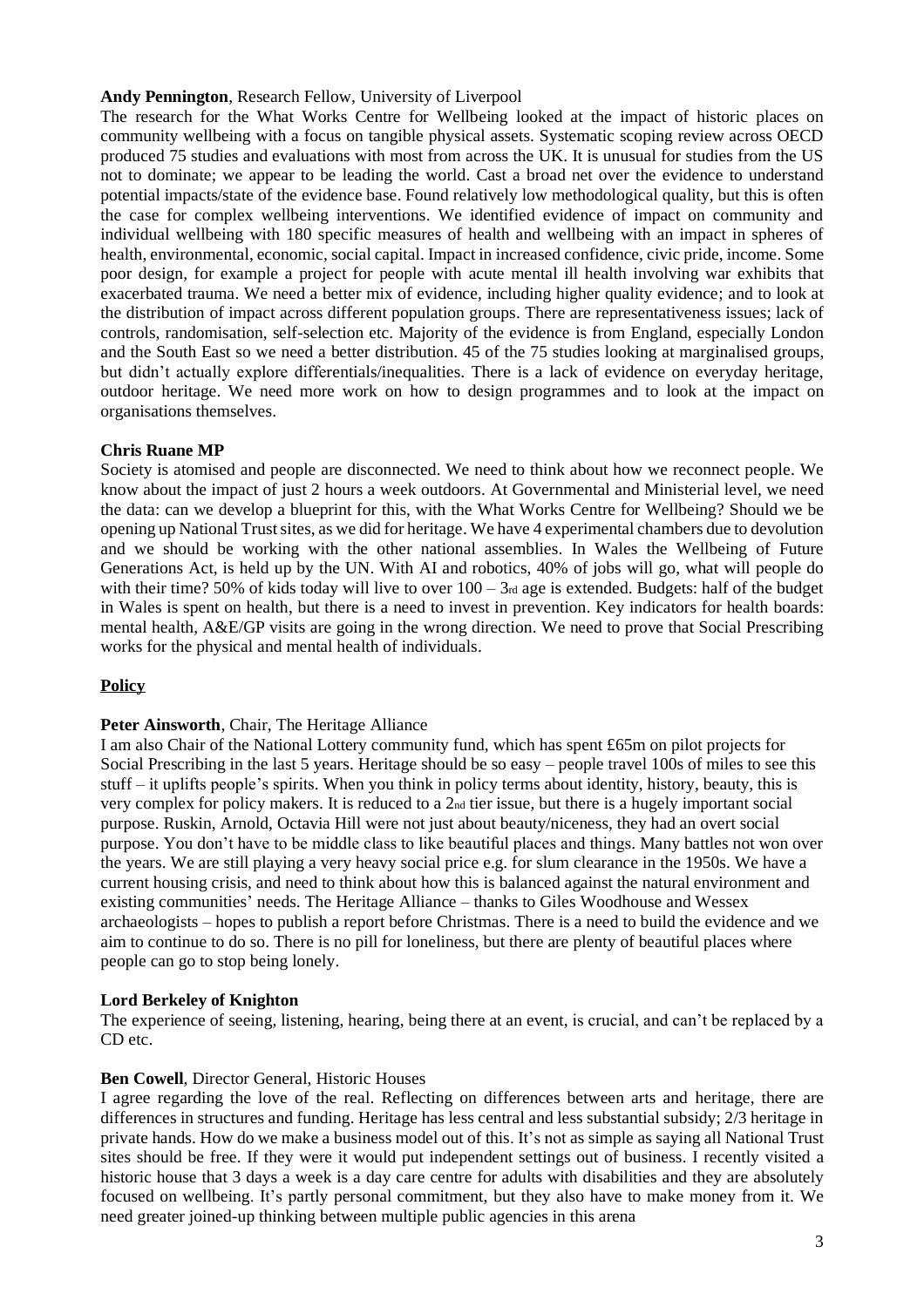**Andy Pennington**, Research Fellow, University of Liverpool

The research for the What Works Centre for Wellbeing looked at the impact of historic places on community wellbeing with a focus on tangible physical assets. Systematic scoping review across OECD produced 75 studies and evaluations with most from across the UK. It is unusual for studies from the US not to dominate; we appear to be leading the world. Cast a broad net over the evidence to understand potential impacts/state of the evidence base. Found relatively low methodological quality, but this is often the case for complex wellbeing interventions. We identified evidence of impact on community and individual wellbeing with 180 specific measures of health and wellbeing with an impact in spheres of health, environmental, economic, social capital. Impact in increased confidence, civic pride, income. Some poor design, for example a project for people with acute mental ill health involving war exhibits that exacerbated trauma. We need a better mix of evidence, including higher quality evidence; and to look at the distribution of impact across different population groups. There are representativeness issues; lack of controls, randomisation, self-selection etc. Majority of the evidence is from England, especially London and the South East so we need a better distribution. 45 of the 75 studies looking at marginalised groups, but didn't actually explore differentials/inequalities. There is a lack of evidence on everyday heritage, outdoor heritage. We need more work on how to design programmes and to look at the impact on organisations themselves.

**Chris Ruane MP**

Society is atomised and people are disconnected. We need to think about how we reconnect people. We know about the impact of just 2 hours a week outdoors. At Governmental and Ministerial level, we need the data: can we develop a blueprint for this, with the What Works Centre for Wellbeing? Should we be opening up National Trust sites, as we did for heritage. We have 4 experimental chambers due to devolution and we should be working with the other national assemblies. In Wales the Wellbeing of Future Generations Act, is held up by the UN. With AI and robotics, 40% of jobs will go, what will people do with their time? 50% of kids today will live to over 100 – 3rd age is extended. Budgets: half of the budget in Wales is spent on health, but there is a need to invest in prevention. Key indicators for health boards: mental health, A&E/GP visits are going in the wrong direction. We need to prove that Social Prescribing works for the physical and mental health of individuals.

## Policy

**Peter Ainsworth**, Chair, The Heritage Alliance

I am also Chair of the National Lottery community fund, which has spent £65m on pilot projects for Social Prescribing in the last 5 years. Heritage should be so easy – people travel 100s of miles to see this stuff – it uplifts people's spirits. When you think in policy terms about identity, history, beauty, this is very complex for policy makers. It is reduced to a 2nd tier issue, but there is a hugely important social purpose. Ruskin, Arnold, Octavia Hill were not just about beauty/niceness, they had an overt social purpose. You don't have to be middle class to like beautiful places and things. Many battles not won over the years. We are still playing a very heavy social price e.g. for slum clearance in the 1950s. We have a current housing crisis, and need to think about how this is balanced against the natural environment and existing communities' needs. The Heritage Alliance – thanks to Giles Woodhouse and Wessex archaeologists – hopes to publish a report before Christmas. There is a need to build the evidence and we aim to continue to do so. There is no pill for loneliness, but there are plenty of beautiful places where people can go to stop being lonely.

**Lord Berkeley of Knighton**

The experience of seeing, listening, hearing, being there at an event, is crucial, and can't be replaced by a CD etc.

**Ben Cowell**, Director General, Historic Houses

I agree regarding the love of the real. Reflecting on differences between arts and heritage, there are differences in structures and funding. Heritage has less central and less substantial subsidy; 2/3 heritage in private hands. How do we make a business model out of this. It's not as simple as saying all National Trust sites should be free. If they were it would put independent settings out of business. I recently visited a historic house that 3 days a week is a day care centre for adults with disabilities and they are absolutely focused on wellbeing. It's partly personal commitment, but they also have to make money from it. We need greater joined-up thinking between multiple public agencies in this arena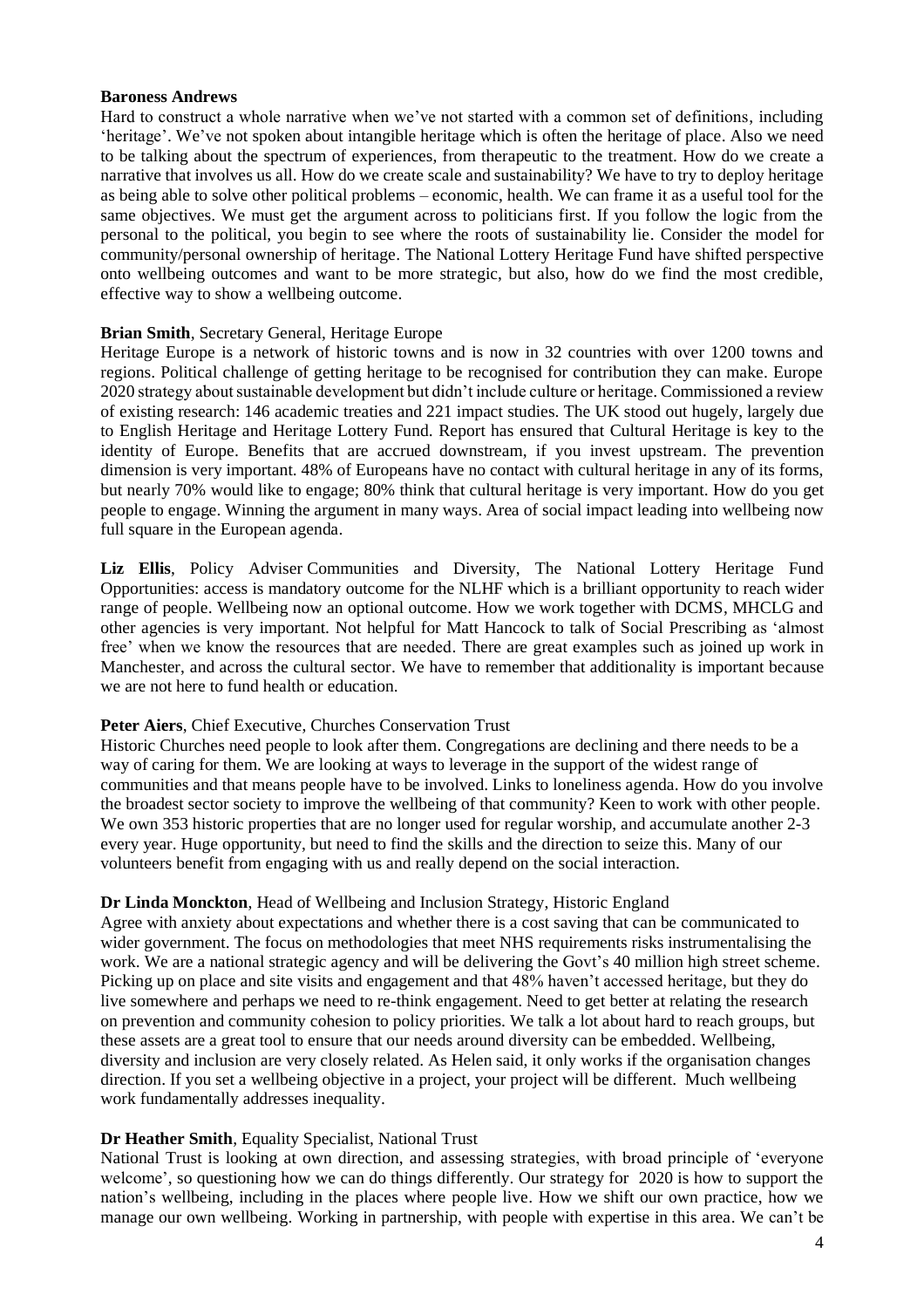**Baroness Andrews**
Hard to construct a whole narrative when we've not started with a common set of definitions, including 'heritage'. We've not spoken about intangible heritage which is often the heritage of place. Also we need to be talking about the spectrum of experiences, from therapeutic to the treatment. How do we create a narrative that involves us all. How do we create scale and sustainability? We have to try to deploy heritage as being able to solve other political problems – economic, health. We can frame it as a useful tool for the same objectives. We must get the argument across to politicians first. If you follow the logic from the personal to the political, you begin to see where the roots of sustainability lie. Consider the model for community/personal ownership of heritage. The National Lottery Heritage Fund have shifted perspective onto wellbeing outcomes and want to be more strategic, but also, how do we find the most credible, effective way to show a wellbeing outcome.

**Brian Smith**, Secretary General, Heritage Europe
Heritage Europe is a network of historic towns and is now in 32 countries with over 1200 towns and regions. Political challenge of getting heritage to be recognised for contribution they can make. Europe 2020 strategy about sustainable development but didn't include culture or heritage. Commissioned a review of existing research: 146 academic treaties and 221 impact studies. The UK stood out hugely, largely due to English Heritage and Heritage Lottery Fund. Report has ensured that Cultural Heritage is key to the identity of Europe. Benefits that are accrued downstream, if you invest upstream. The prevention dimension is very important. 48% of Europeans have no contact with cultural heritage in any of its forms, but nearly 70% would like to engage; 80% think that cultural heritage is very important. How do you get people to engage. Winning the argument in many ways. Area of social impact leading into wellbeing now full square in the European agenda.

**Liz Ellis**, Policy Adviser Communities and Diversity, The National Lottery Heritage Fund
Opportunities: access is mandatory outcome for the NLHF which is a brilliant opportunity to reach wider range of people. Wellbeing now an optional outcome. How we work together with DCMS, MHCLG and other agencies is very important. Not helpful for Matt Hancock to talk of Social Prescribing as 'almost free' when we know the resources that are needed. There are great examples such as joined up work in Manchester, and across the cultural sector. We have to remember that additionality is important because we are not here to fund health or education.

**Peter Aiers**, Chief Executive, Churches Conservation Trust
Historic Churches need people to look after them. Congregations are declining and there needs to be a way of caring for them. We are looking at ways to leverage in the support of the widest range of communities and that means people have to be involved. Links to loneliness agenda. How do you involve the broadest sector society to improve the wellbeing of that community? Keen to work with other people. We own 353 historic properties that are no longer used for regular worship, and accumulate another 2-3 every year. Huge opportunity, but need to find the skills and the direction to seize this. Many of our volunteers benefit from engaging with us and really depend on the social interaction.

**Dr Linda Monckton**, Head of Wellbeing and Inclusion Strategy, Historic England
Agree with anxiety about expectations and whether there is a cost saving that can be communicated to wider government. The focus on methodologies that meet NHS requirements risks instrumentalising the work. We are a national strategic agency and will be delivering the Govt's 40 million high street scheme. Picking up on place and site visits and engagement and that 48% haven't accessed heritage, but they do live somewhere and perhaps we need to re-think engagement. Need to get better at relating the research on prevention and community cohesion to policy priorities. We talk a lot about hard to reach groups, but these assets are a great tool to ensure that our needs around diversity can be embedded. Wellbeing, diversity and inclusion are very closely related. As Helen said, it only works if the organisation changes direction. If you set a wellbeing objective in a project, your project will be different. Much wellbeing work fundamentally addresses inequality.

**Dr Heather Smith**, Equality Specialist, National Trust
National Trust is looking at own direction, and assessing strategies, with broad principle of 'everyone welcome', so questioning how we can do things differently. Our strategy for 2020 is how to support the nation's wellbeing, including in the places where people live. How we shift our own practice, how we manage our own wellbeing. Working in partnership, with people with expertise in this area. We can't be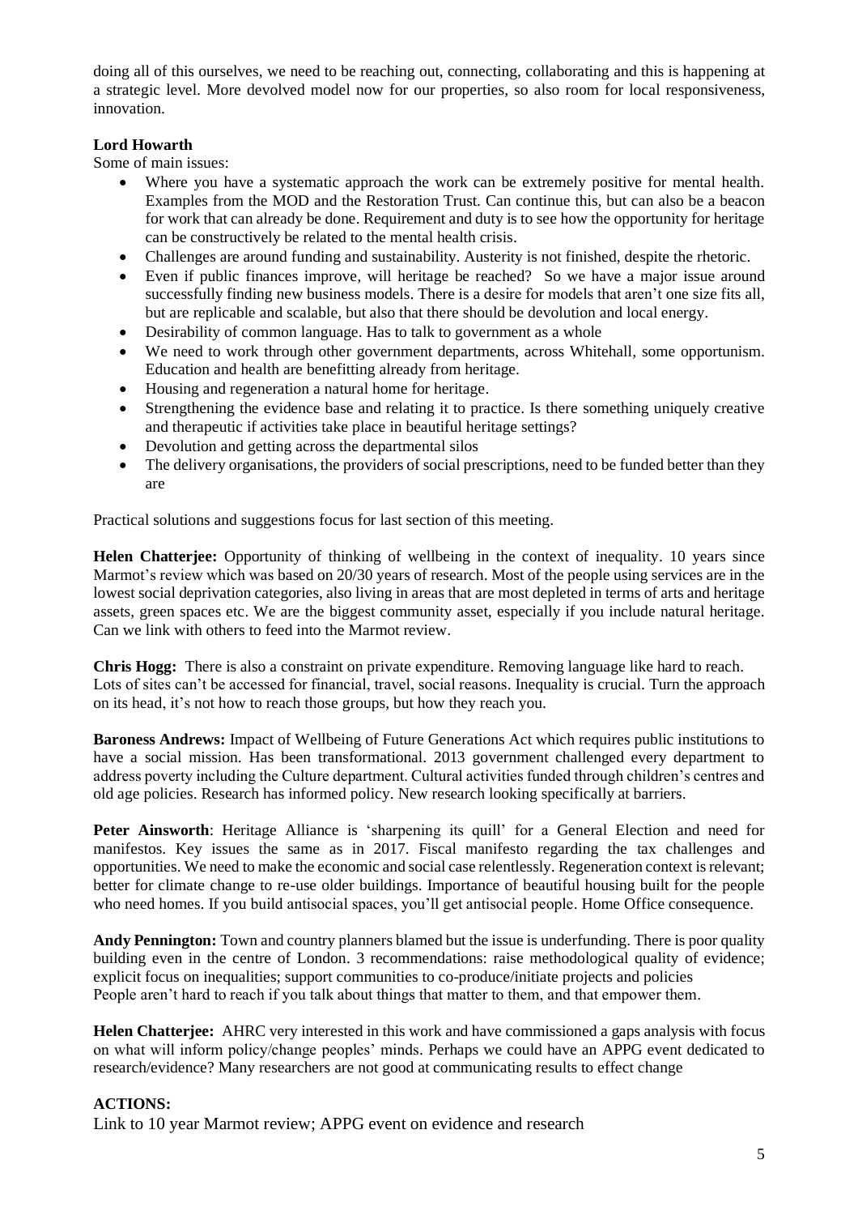doing all of this ourselves, we need to be reaching out, connecting, collaborating and this is happening at a strategic level. More devolved model now for our properties, so also room for local responsiveness, innovation.

**Lord Howarth**

Some of main issues:

- Where you have a systematic approach the work can be extremely positive for mental health. Examples from the MOD and the Restoration Trust. Can continue this, but can also be a beacon for work that can already be done. Requirement and duty is to see how the opportunity for heritage can be constructively be related to the mental health crisis.
- Challenges are around funding and sustainability. Austerity is not finished, despite the rhetoric.
- Even if public finances improve, will heritage be reached? So we have a major issue around successfully finding new business models. There is a desire for models that aren't one size fits all, but are replicable and scalable, but also that there should be devolution and local energy.
- Desirability of common language. Has to talk to government as a whole
- We need to work through other government departments, across Whitehall, some opportunism. Education and health are benefitting already from heritage.
- Housing and regeneration a natural home for heritage.
- Strengthening the evidence base and relating it to practice. Is there something uniquely creative and therapeutic if activities take place in beautiful heritage settings?
- Devolution and getting across the departmental silos
- The delivery organisations, the providers of social prescriptions, need to be funded better than they are

Practical solutions and suggestions focus for last section of this meeting.

**Helen Chatterjee:** Opportunity of thinking of wellbeing in the context of inequality. 10 years since Marmot's review which was based on 20/30 years of research. Most of the people using services are in the lowest social deprivation categories, also living in areas that are most depleted in terms of arts and heritage assets, green spaces etc. We are the biggest community asset, especially if you include natural heritage. Can we link with others to feed into the Marmot review.

**Chris Hogg:** There is also a constraint on private expenditure. Removing language like hard to reach. Lots of sites can't be accessed for financial, travel, social reasons. Inequality is crucial. Turn the approach on its head, it's not how to reach those groups, but how they reach you.

**Baroness Andrews:** Impact of Wellbeing of Future Generations Act which requires public institutions to have a social mission. Has been transformational. 2013 government challenged every department to address poverty including the Culture department. Cultural activities funded through children's centres and old age policies. Research has informed policy. New research looking specifically at barriers.

**Peter Ainsworth**: Heritage Alliance is 'sharpening its quill' for a General Election and need for manifestos. Key issues the same as in 2017. Fiscal manifesto regarding the tax challenges and opportunities. We need to make the economic and social case relentlessly. Regeneration context is relevant; better for climate change to re-use older buildings. Importance of beautiful housing built for the people who need homes. If you build antisocial spaces, you'll get antisocial people. Home Office consequence.

**Andy Pennington:** Town and country planners blamed but the issue is underfunding. There is poor quality building even in the centre of London. 3 recommendations: raise methodological quality of evidence; explicit focus on inequalities; support communities to co-produce/initiate projects and policies
People aren't hard to reach if you talk about things that matter to them, and that empower them.

**Helen Chatterjee:** AHRC very interested in this work and have commissioned a gaps analysis with focus on what will inform policy/change peoples' minds. Perhaps we could have an APPG event dedicated to research/evidence? Many researchers are not good at communicating results to effect change

**ACTIONS:**

Link to 10 year Marmot review; APPG event on evidence and research